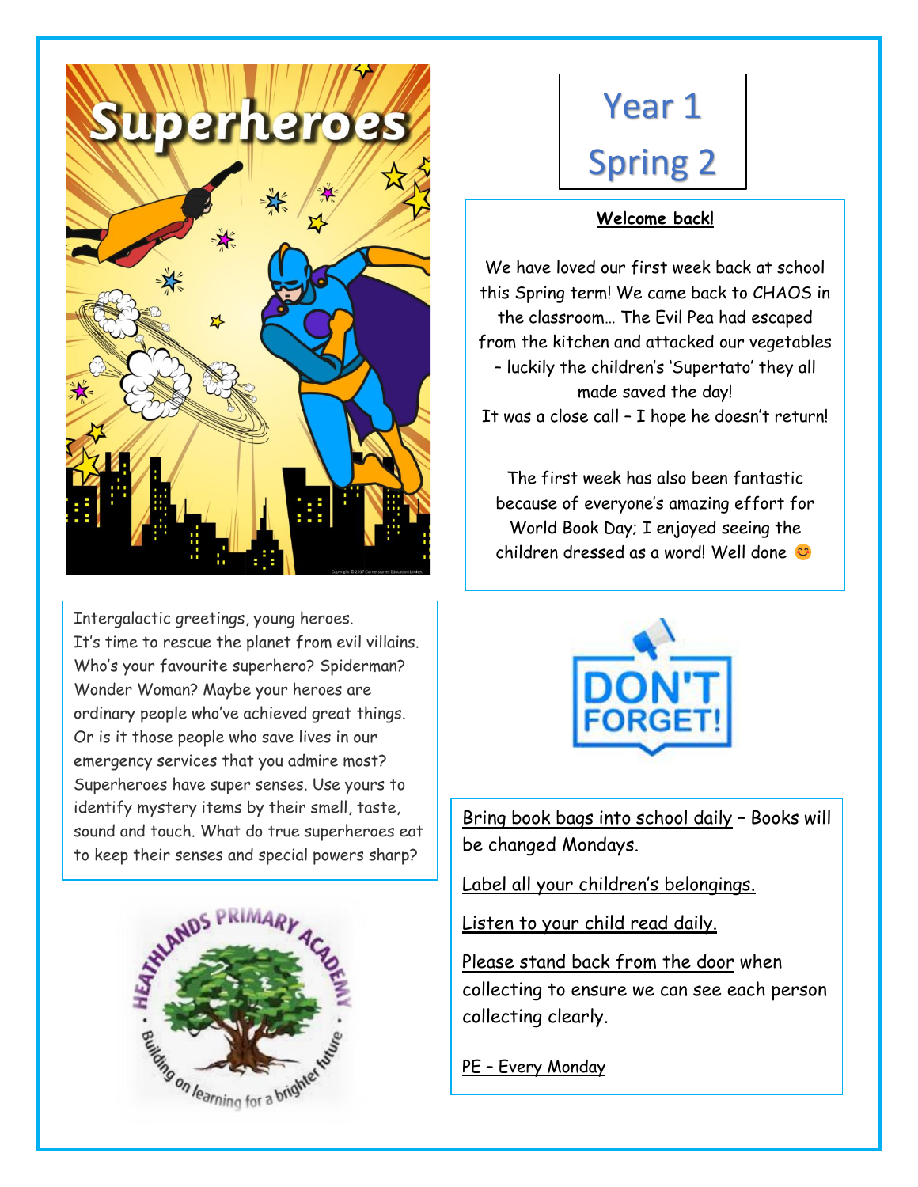# Superheroes

# Year 1 Spring 2

**Welcome back!**

We have loved our first week back at school this Spring term! We came back to CHAOS in the classroom… The Evil Pea had escaped from the kitchen and attacked our vegetables – luckily the children's 'Supertato' they all made saved the day!
It was a close call – I hope he doesn't return!

The first week has also been fantastic because of everyone's amazing effort for World Book Day; I enjoyed seeing the children dressed as a word! Well done 😊

Intergalactic greetings, young heroes. It's time to rescue the planet from evil villains. Who's your favourite superhero? Spiderman? Wonder Woman? Maybe your heroes are ordinary people who've achieved great things. Or is it those people who save lives in our emergency services that you admire most? Superheroes have super senses. Use yours to identify mystery items by their smell, taste, sound and touch. What do true superheroes eat to keep their senses and special powers sharp?

**DON'T FORGET!**

Bring book bags into school daily – Books will be changed Mondays.

Label all your children's belongings.

Listen to your child read daily.

Please stand back from the door when collecting to ensure we can see each person collecting clearly.

PE – Every Monday

Heathlands Primary Academy – Building on learning for a brighter future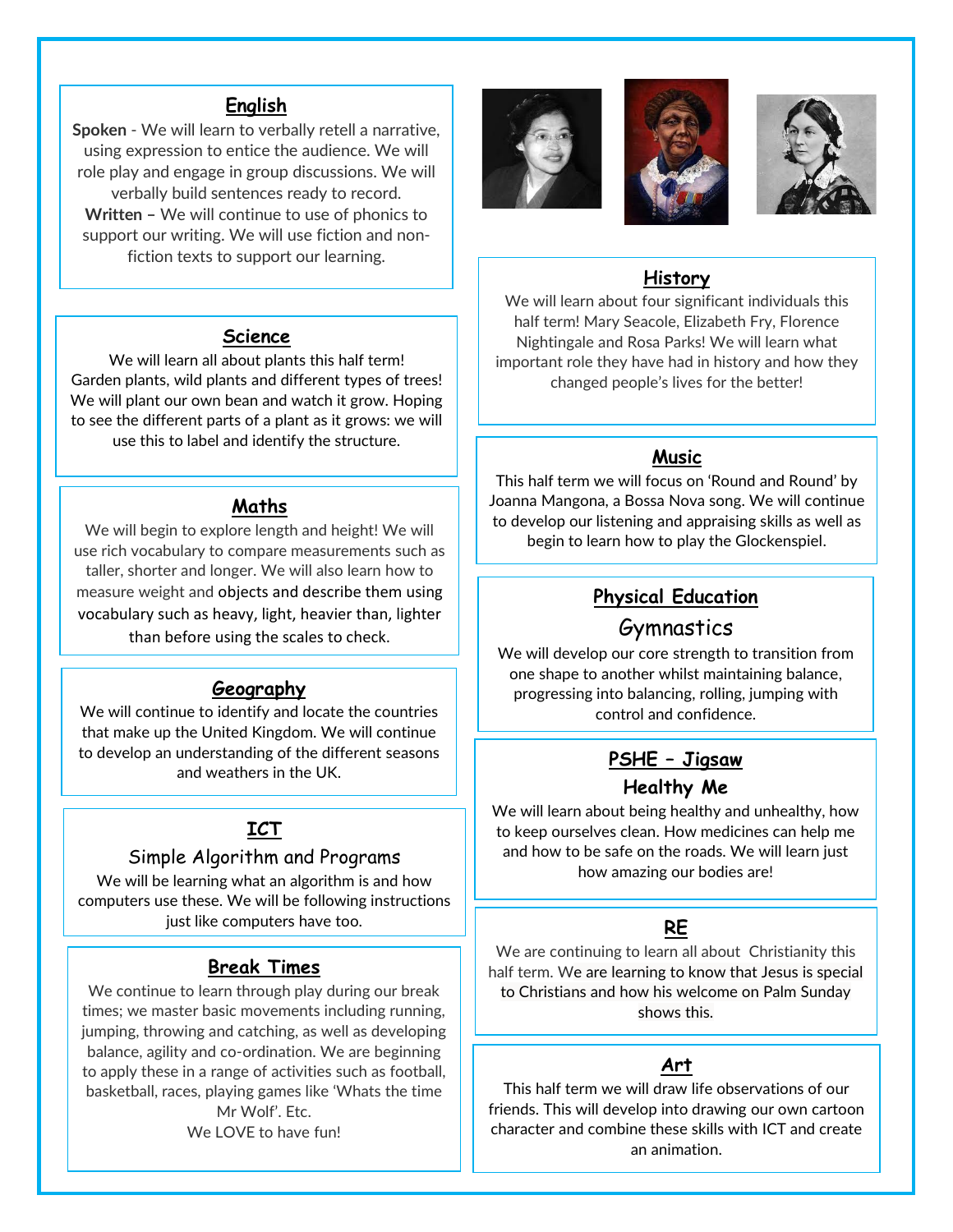## English

**Spoken** - We will learn to verbally retell a narrative, using expression to entice the audience. We will role play and engage in group discussions. We will verbally build sentences ready to record.
**Written –** We will continue to use of phonics to support our writing. We will use fiction and non-fiction texts to support our learning.

## Science

We will learn all about plants this half term! Garden plants, wild plants and different types of trees! We will plant our own bean and watch it grow. Hoping to see the different parts of a plant as it grows: we will use this to label and identify the structure.

## Maths

We will begin to explore length and height! We will use rich vocabulary to compare measurements such as taller, shorter and longer. We will also learn how to measure weight and objects and describe them using vocabulary such as heavy, light, heavier than, lighter than before using the scales to check.

## Geography

We will continue to identify and locate the countries that make up the United Kingdom. We will continue to develop an understanding of the different seasons and weathers in the UK.

## ICT

### Simple Algorithm and Programs

We will be learning what an algorithm is and how computers use these. We will be following instructions just like computers have too.

## Break Times

We continue to learn through play during our break times; we master basic movements including running, jumping, throwing and catching, as well as developing balance, agility and co-ordination. We are beginning to apply these in a range of activities such as football, basketball, races, playing games like 'Whats the time Mr Wolf'. Etc.
We LOVE to have fun!

## History

We will learn about four significant individuals this half term! Mary Seacole, Elizabeth Fry, Florence Nightingale and Rosa Parks! We will learn what important role they have had in history and how they changed people's lives for the better!

## Music

This half term we will focus on 'Round and Round' by Joanna Mangona, a Bossa Nova song. We will continue to develop our listening and appraising skills as well as begin to learn how to play the Glockenspiel.

## Physical Education

### Gymnastics

We will develop our core strength to transition from one shape to another whilst maintaining balance, progressing into balancing, rolling, jumping with control and confidence.

## PSHE – Jigsaw

### Healthy Me

We will learn about being healthy and unhealthy, how to keep ourselves clean. How medicines can help me and how to be safe on the roads. We will learn just how amazing our bodies are!

## RE

We are continuing to learn all about Christianity this half term. We are learning to know that Jesus is special to Christians and how his welcome on Palm Sunday shows this.

## Art

This half term we will draw life observations of our friends. This will develop into drawing our own cartoon character and combine these skills with ICT and create an animation.